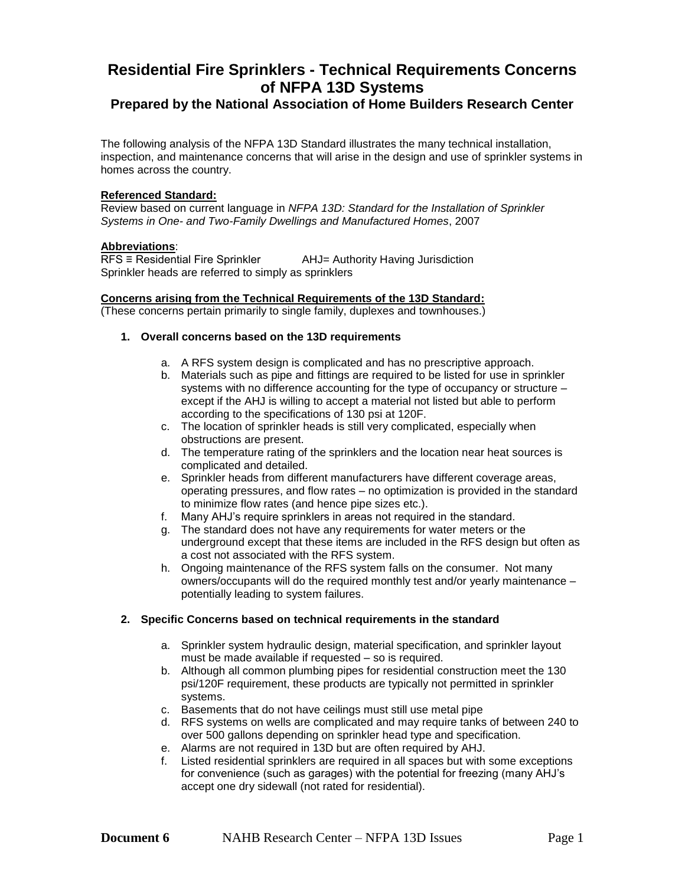# Residential Fire Sprinklers - Technical Requirements Concerns of NFPA 13D Systems

## Prepared by the National Association of Home Builders Research Center

The following analysis of the NFPA 13D Standard illustrates the many technical installation, inspection, and maintenance concerns that will arise in the design and use of sprinkler systems in homes across the country.

**Referenced Standard:**

Review based on current language in *NFPA 13D: Standard for the Installation of Sprinkler Systems in One- and Two-Family Dwellings and Manufactured Homes*, 2007

**Abbreviations**:

RFS ≡ Residential Fire Sprinkler AHJ= Authority Having Jurisdiction

Sprinkler heads are referred to simply as sprinklers

**Concerns arising from the Technical Requirements of the 13D Standard:**

(These concerns pertain primarily to single family, duplexes and townhouses.)

1. **Overall concerns based on the 13D requirements**
   a. A RFS system design is complicated and has no prescriptive approach.
   b. Materials such as pipe and fittings are required to be listed for use in sprinkler systems with no difference accounting for the type of occupancy or structure – except if the AHJ is willing to accept a material not listed but able to perform according to the specifications of 130 psi at 120F.
   c. The location of sprinkler heads is still very complicated, especially when obstructions are present.
   d. The temperature rating of the sprinklers and the location near heat sources is complicated and detailed.
   e. Sprinkler heads from different manufacturers have different coverage areas, operating pressures, and flow rates – no optimization is provided in the standard to minimize flow rates (and hence pipe sizes etc.).
   f. Many AHJ's require sprinklers in areas not required in the standard.
   g. The standard does not have any requirements for water meters or the underground except that these items are included in the RFS design but often as a cost not associated with the RFS system.
   h. Ongoing maintenance of the RFS system falls on the consumer. Not many owners/occupants will do the required monthly test and/or yearly maintenance – potentially leading to system failures.

2. **Specific Concerns based on technical requirements in the standard**
   a. Sprinkler system hydraulic design, material specification, and sprinkler layout must be made available if requested – so is required.
   b. Although all common plumbing pipes for residential construction meet the 130 psi/120F requirement, these products are typically not permitted in sprinkler systems.
   c. Basements that do not have ceilings must still use metal pipe
   d. RFS systems on wells are complicated and may require tanks of between 240 to over 500 gallons depending on sprinkler head type and specification.
   e. Alarms are not required in 13D but are often required by AHJ.
   f. Listed residential sprinklers are required in all spaces but with some exceptions for convenience (such as garages) with the potential for freezing (many AHJ's accept one dry sidewall (not rated for residential).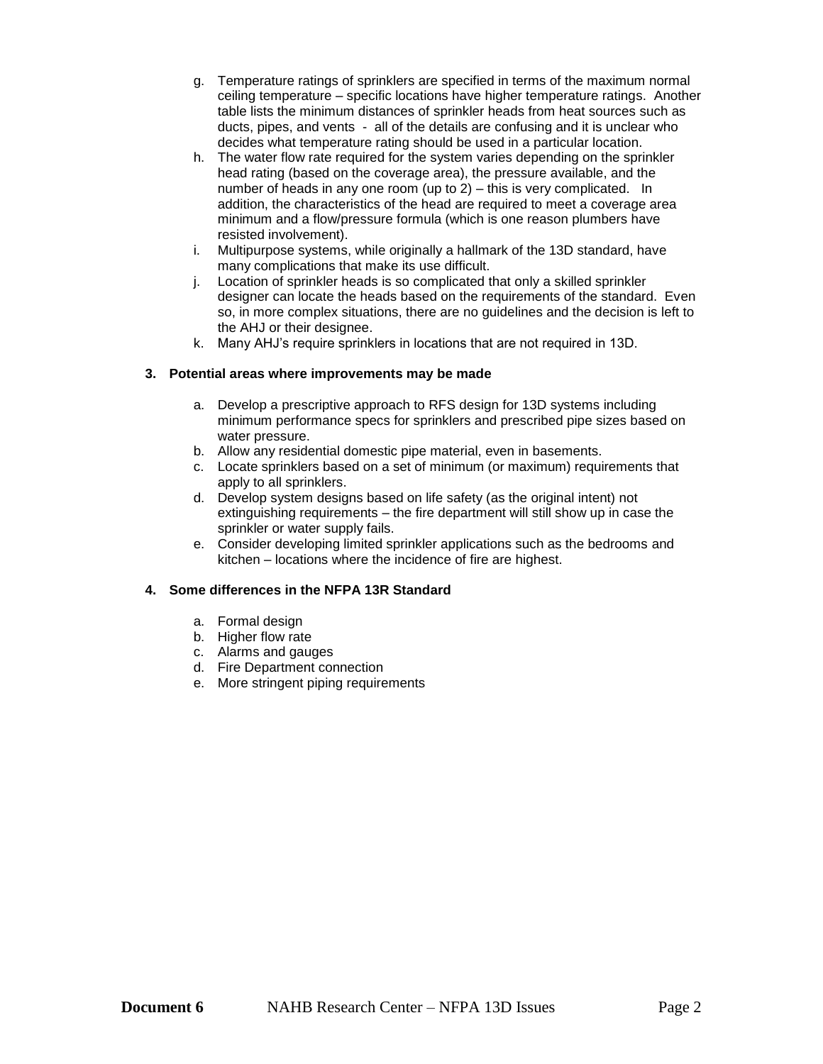g. Temperature ratings of sprinklers are specified in terms of the maximum normal ceiling temperature – specific locations have higher temperature ratings. Another table lists the minimum distances of sprinkler heads from heat sources such as ducts, pipes, and vents - all of the details are confusing and it is unclear who decides what temperature rating should be used in a particular location.
h. The water flow rate required for the system varies depending on the sprinkler head rating (based on the coverage area), the pressure available, and the number of heads in any one room (up to 2) – this is very complicated. In addition, the characteristics of the head are required to meet a coverage area minimum and a flow/pressure formula (which is one reason plumbers have resisted involvement).
i. Multipurpose systems, while originally a hallmark of the 13D standard, have many complications that make its use difficult.
j. Location of sprinkler heads is so complicated that only a skilled sprinkler designer can locate the heads based on the requirements of the standard. Even so, in more complex situations, there are no guidelines and the decision is left to the AHJ or their designee.
k. Many AHJ's require sprinklers in locations that are not required in 13D.

**3. Potential areas where improvements may be made**

a. Develop a prescriptive approach to RFS design for 13D systems including minimum performance specs for sprinklers and prescribed pipe sizes based on water pressure.
b. Allow any residential domestic pipe material, even in basements.
c. Locate sprinklers based on a set of minimum (or maximum) requirements that apply to all sprinklers.
d. Develop system designs based on life safety (as the original intent) not extinguishing requirements – the fire department will still show up in case the sprinkler or water supply fails.
e. Consider developing limited sprinkler applications such as the bedrooms and kitchen – locations where the incidence of fire are highest.

**4. Some differences in the NFPA 13R Standard**

a. Formal design
b. Higher flow rate
c. Alarms and gauges
d. Fire Department connection
e. More stringent piping requirements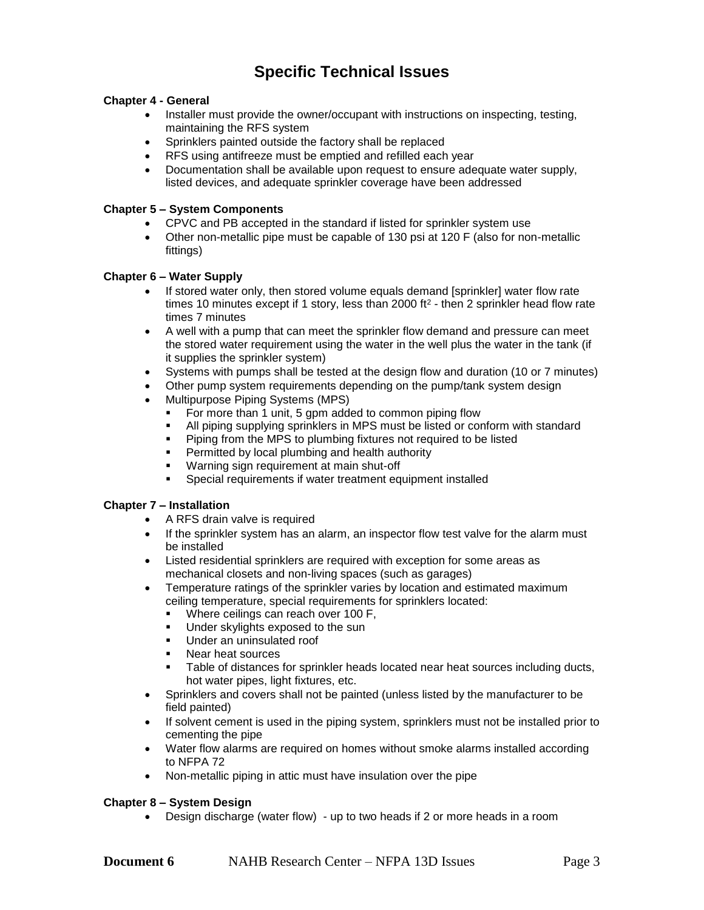# Specific Technical Issues

**Chapter 4 - General**

- Installer must provide the owner/occupant with instructions on inspecting, testing, maintaining the RFS system
- Sprinklers painted outside the factory shall be replaced
- RFS using antifreeze must be emptied and refilled each year
- Documentation shall be available upon request to ensure adequate water supply, listed devices, and adequate sprinkler coverage have been addressed

**Chapter 5 – System Components**

- CPVC and PB accepted in the standard if listed for sprinkler system use
- Other non-metallic pipe must be capable of 130 psi at 120 F (also for non-metallic fittings)

**Chapter 6 – Water Supply**

- If stored water only, then stored volume equals demand [sprinkler] water flow rate times 10 minutes except if 1 story, less than 2000 ft$^2$ - then 2 sprinkler head flow rate times 7 minutes
- A well with a pump that can meet the sprinkler flow demand and pressure can meet the stored water requirement using the water in the well plus the water in the tank (if it supplies the sprinkler system)
- Systems with pumps shall be tested at the design flow and duration (10 or 7 minutes)
- Other pump system requirements depending on the pump/tank system design
- Multipurpose Piping Systems (MPS)
  - For more than 1 unit, 5 gpm added to common piping flow
  - All piping supplying sprinklers in MPS must be listed or conform with standard
  - Piping from the MPS to plumbing fixtures not required to be listed
  - Permitted by local plumbing and health authority
  - Warning sign requirement at main shut-off
  - Special requirements if water treatment equipment installed

**Chapter 7 – Installation**

- A RFS drain valve is required
- If the sprinkler system has an alarm, an inspector flow test valve for the alarm must be installed
- Listed residential sprinklers are required with exception for some areas as mechanical closets and non-living spaces (such as garages)
- Temperature ratings of the sprinkler varies by location and estimated maximum ceiling temperature, special requirements for sprinklers located:
  - Where ceilings can reach over 100 F,
  - Under skylights exposed to the sun
  - Under an uninsulated roof
  - Near heat sources
  - Table of distances for sprinkler heads located near heat sources including ducts, hot water pipes, light fixtures, etc.
- Sprinklers and covers shall not be painted (unless listed by the manufacturer to be field painted)
- If solvent cement is used in the piping system, sprinklers must not be installed prior to cementing the pipe
- Water flow alarms are required on homes without smoke alarms installed according to NFPA 72
- Non-metallic piping in attic must have insulation over the pipe

**Chapter 8 – System Design**

- Design discharge (water flow) - up to two heads if 2 or more heads in a room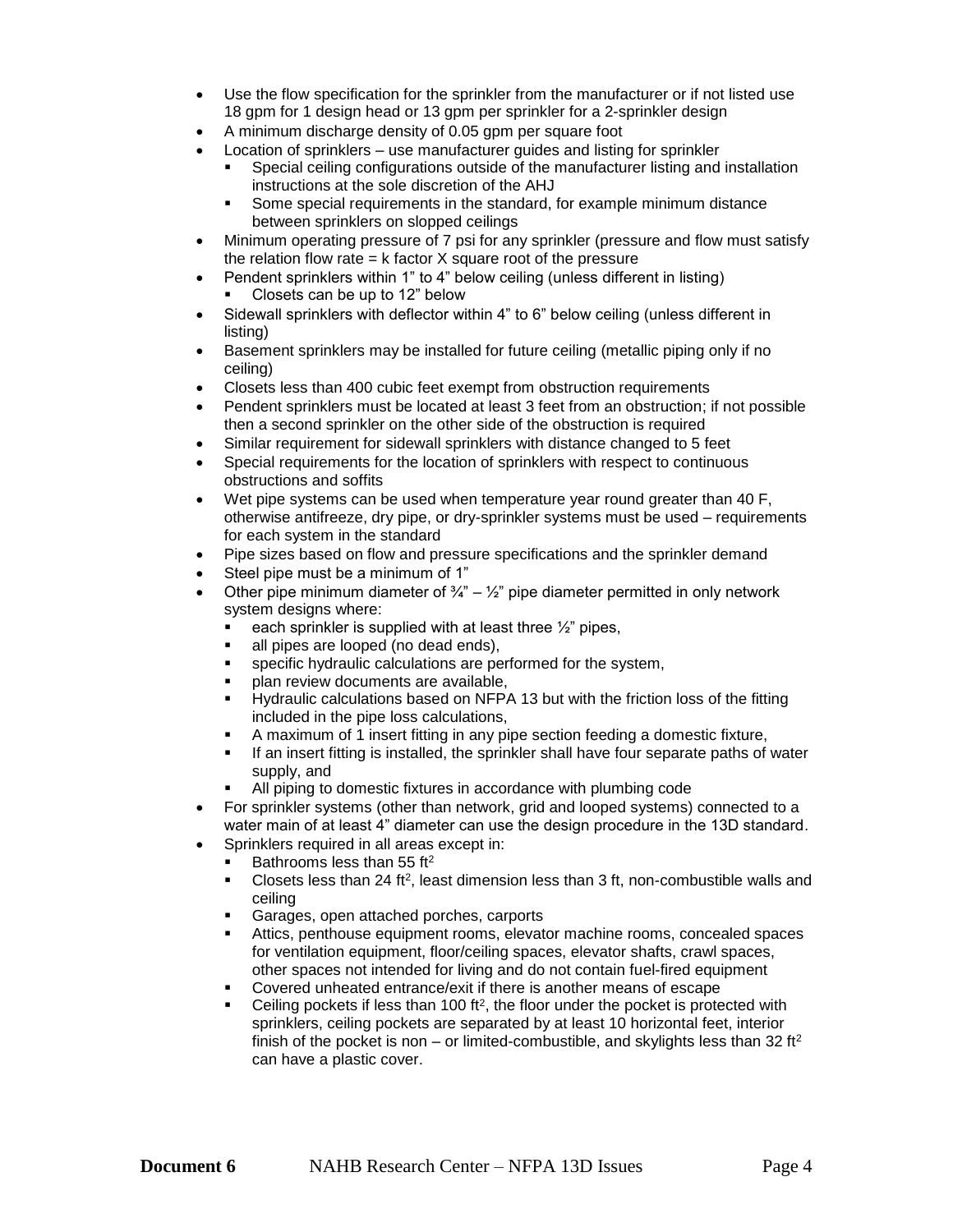- Use the flow specification for the sprinkler from the manufacturer or if not listed use 18 gpm for 1 design head or 13 gpm per sprinkler for a 2-sprinkler design
- A minimum discharge density of 0.05 gpm per square foot
- Location of sprinklers – use manufacturer guides and listing for sprinkler
  - Special ceiling configurations outside of the manufacturer listing and installation instructions at the sole discretion of the AHJ
  - Some special requirements in the standard, for example minimum distance between sprinklers on slopped ceilings
- Minimum operating pressure of 7 psi for any sprinkler (pressure and flow must satisfy the relation flow rate = k factor X square root of the pressure
- Pendent sprinklers within 1" to 4" below ceiling (unless different in listing)
  - Closets can be up to 12" below
- Sidewall sprinklers with deflector within 4" to 6" below ceiling (unless different in listing)
- Basement sprinklers may be installed for future ceiling (metallic piping only if no ceiling)
- Closets less than 400 cubic feet exempt from obstruction requirements
- Pendent sprinklers must be located at least 3 feet from an obstruction; if not possible then a second sprinkler on the other side of the obstruction is required
- Similar requirement for sidewall sprinklers with distance changed to 5 feet
- Special requirements for the location of sprinklers with respect to continuous obstructions and soffits
- Wet pipe systems can be used when temperature year round greater than 40 F, otherwise antifreeze, dry pipe, or dry-sprinkler systems must be used – requirements for each system in the standard
- Pipe sizes based on flow and pressure specifications and the sprinkler demand
- Steel pipe must be a minimum of 1"
- Other pipe minimum diameter of ¾" – ½" pipe diameter permitted in only network system designs where:
  - each sprinkler is supplied with at least three ½" pipes,
  - all pipes are looped (no dead ends),
  - specific hydraulic calculations are performed for the system,
  - plan review documents are available,
  - Hydraulic calculations based on NFPA 13 but with the friction loss of the fitting included in the pipe loss calculations,
  - A maximum of 1 insert fitting in any pipe section feeding a domestic fixture,
  - If an insert fitting is installed, the sprinkler shall have four separate paths of water supply, and
  - All piping to domestic fixtures in accordance with plumbing code
- For sprinkler systems (other than network, grid and looped systems) connected to a water main of at least 4" diameter can use the design procedure in the 13D standard.
- Sprinklers required in all areas except in:
  - Bathrooms less than 55 ft$^2$
  - Closets less than 24 ft$^2$, least dimension less than 3 ft, non-combustible walls and ceiling
  - Garages, open attached porches, carports
  - Attics, penthouse equipment rooms, elevator machine rooms, concealed spaces for ventilation equipment, floor/ceiling spaces, elevator shafts, crawl spaces, other spaces not intended for living and do not contain fuel-fired equipment
  - Covered unheated entrance/exit if there is another means of escape
  - Ceiling pockets if less than 100 ft$^2$, the floor under the pocket is protected with sprinklers, ceiling pockets are separated by at least 10 horizontal feet, interior finish of the pocket is non – or limited-combustible, and skylights less than 32 ft$^2$ can have a plastic cover.